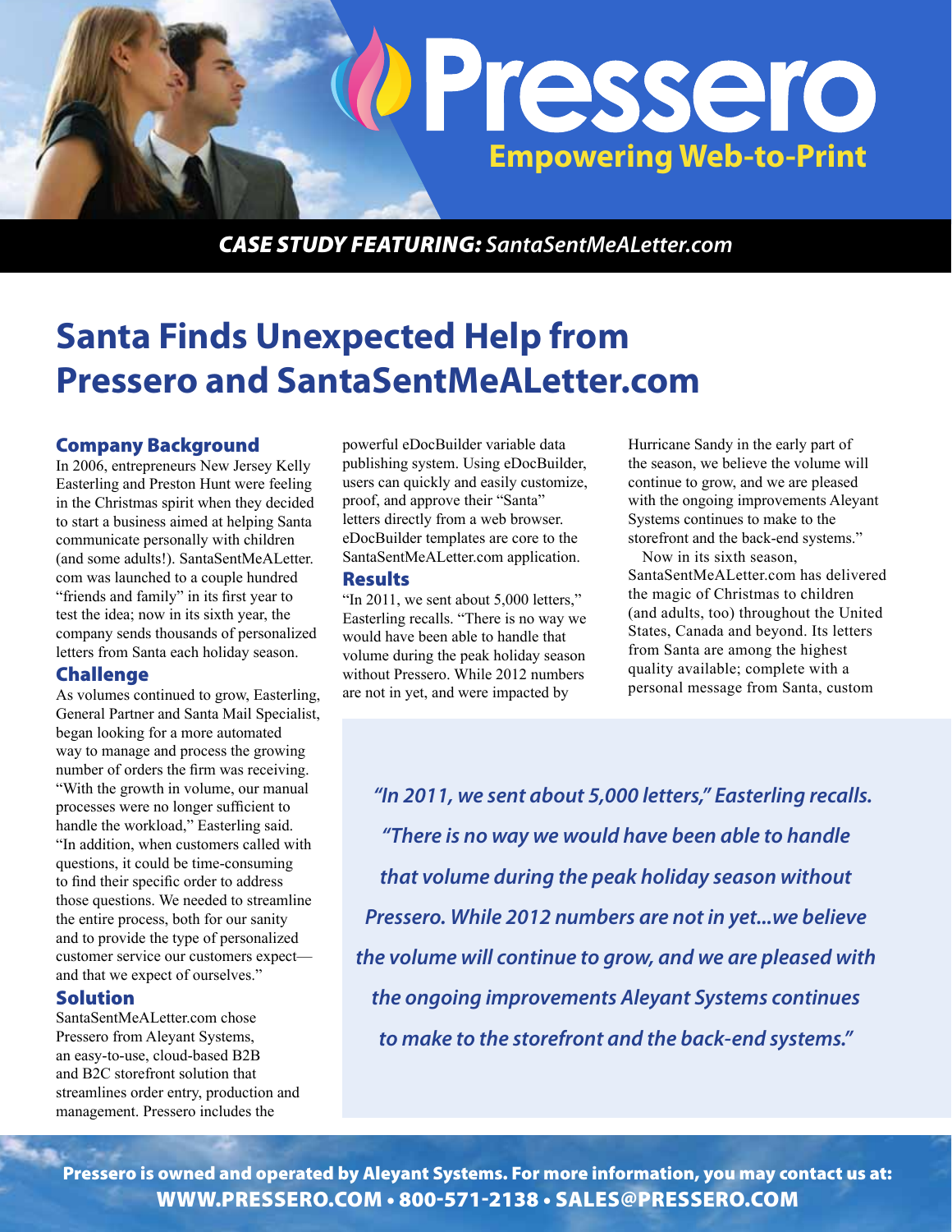# Pressero

**Empowering Web-to-Print**

***CASE STUDY FEATURING:** SantaSentMeALetter.com*

# Santa Finds Unexpected Help from Pressero and SantaSentMeALetter.com

## Company Background

In 2006, entrepreneurs New Jersey Kelly Easterling and Preston Hunt were feeling in the Christmas spirit when they decided to start a business aimed at helping Santa communicate personally with children (and some adults!). SantaSentMeALetter.com was launched to a couple hundred "friends and family" in its first year to test the idea; now in its sixth year, the company sends thousands of personalized letters from Santa each holiday season.

## Challenge

As volumes continued to grow, Easterling, General Partner and Santa Mail Specialist, began looking for a more automated way to manage and process the growing number of orders the firm was receiving. "With the growth in volume, our manual processes were no longer sufficient to handle the workload," Easterling said. "In addition, when customers called with questions, it could be time-consuming to find their specific order to address those questions. We needed to streamline the entire process, both for our sanity and to provide the type of personalized customer service our customers expect—and that we expect of ourselves."

## Solution

SantaSentMeALetter.com chose Pressero from Aleyant Systems, an easy-to-use, cloud-based B2B and B2C storefront solution that streamlines order entry, production and management. Pressero includes the powerful eDocBuilder variable data publishing system. Using eDocBuilder, users can quickly and easily customize, proof, and approve their "Santa" letters directly from a web browser. eDocBuilder templates are core to the SantaSentMeALetter.com application.

## Results

"In 2011, we sent about 5,000 letters," Easterling recalls. "There is no way we would have been able to handle that volume during the peak holiday season without Pressero. While 2012 numbers are not in yet, and were impacted by Hurricane Sandy in the early part of the season, we believe the volume will continue to grow, and we are pleased with the ongoing improvements Aleyant Systems continues to make to the storefront and the back-end systems."

Now in its sixth season, SantaSentMeALetter.com has delivered the magic of Christmas to children (and adults, too) throughout the United States, Canada and beyond. Its letters from Santa are among the highest quality available; complete with a personal message from Santa, custom

> *"In 2011, we sent about 5,000 letters," Easterling recalls. "There is no way we would have been able to handle that volume during the peak holiday season without Pressero. While 2012 numbers are not in yet...we believe the volume will continue to grow, and we are pleased with the ongoing improvements Aleyant Systems continues to make to the storefront and the back-end systems."*

**Pressero is owned and operated by Aleyant Systems. For more information, you may contact us at:**
**WWW.PRESSERO.COM • 800-571-2138 • SALES@PRESSERO.COM**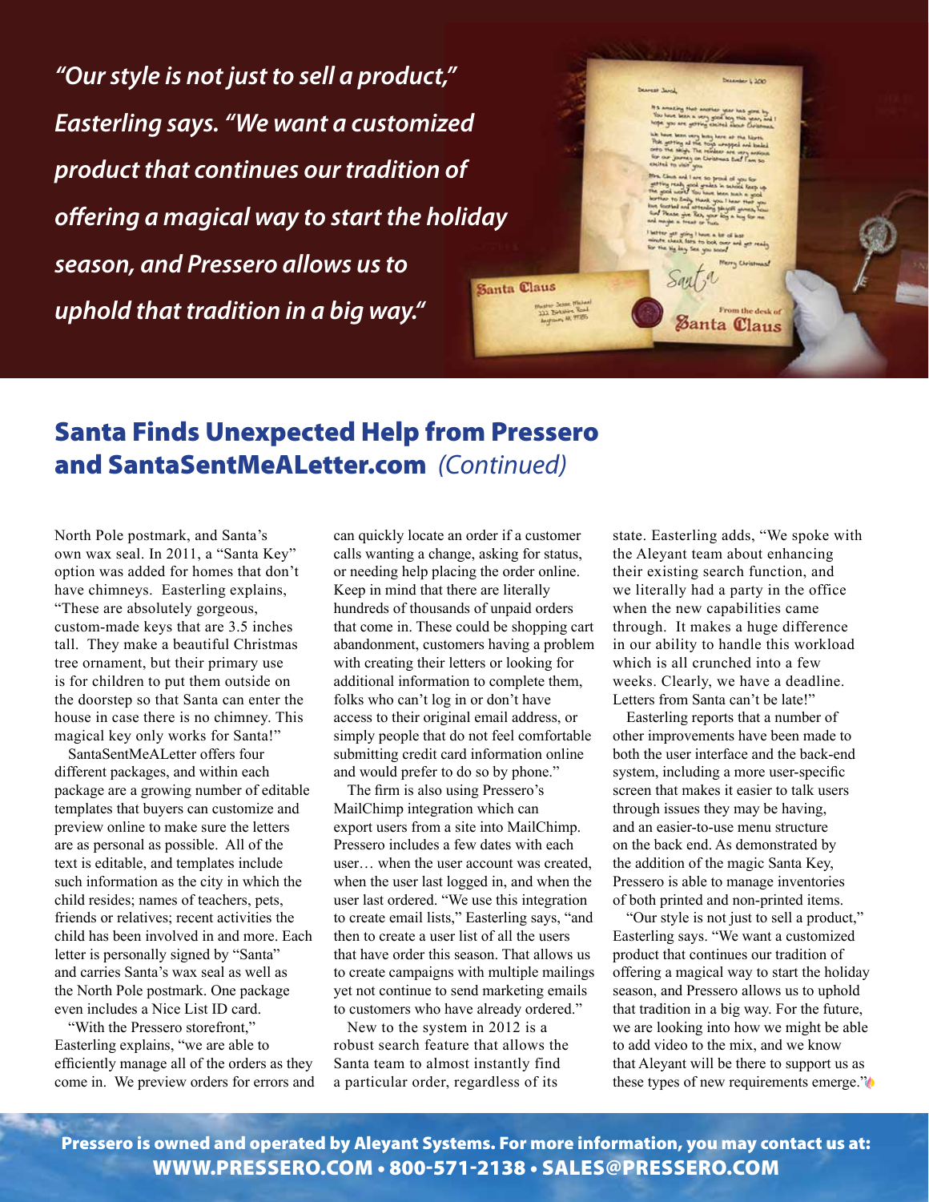*"Our style is not just to sell a product," Easterling says. "We want a customized product that continues our tradition of offering a magical way to start the holiday season, and Pressero allows us to uphold that tradition in a big way."*

## Santa Finds Unexpected Help from Pressero and SantaSentMeALetter.com *(Continued)*

North Pole postmark, and Santa's own wax seal. In 2011, a "Santa Key" option was added for homes that don't have chimneys. Easterling explains, "These are absolutely gorgeous, custom-made keys that are 3.5 inches tall. They make a beautiful Christmas tree ornament, but their primary use is for children to put them outside on the doorstep so that Santa can enter the house in case there is no chimney. This magical key only works for Santa!"

SantaSentMeALetter offers four different packages, and within each package are a growing number of editable templates that buyers can customize and preview online to make sure the letters are as personal as possible. All of the text is editable, and templates include such information as the city in which the child resides; names of teachers, pets, friends or relatives; recent activities the child has been involved in and more. Each letter is personally signed by "Santa" and carries Santa's wax seal as well as the North Pole postmark. One package even includes a Nice List ID card.

"With the Pressero storefront," Easterling explains, "we are able to efficiently manage all of the orders as they come in. We preview orders for errors and can quickly locate an order if a customer calls wanting a change, asking for status, or needing help placing the order online. Keep in mind that there are literally hundreds of thousands of unpaid orders that come in. These could be shopping cart abandonment, customers having a problem with creating their letters or looking for additional information to complete them, folks who can't log in or don't have access to their original email address, or simply people that do not feel comfortable submitting credit card information online and would prefer to do so by phone."

The firm is also using Pressero's MailChimp integration which can export users from a site into MailChimp. Pressero includes a few dates with each user… when the user account was created, when the user last logged in, and when the user last ordered. "We use this integration to create email lists," Easterling says, "and then to create a user list of all the users that have order this season. That allows us to create campaigns with multiple mailings yet not continue to send marketing emails to customers who have already ordered."

New to the system in 2012 is a robust search feature that allows the Santa team to almost instantly find a particular order, regardless of its state. Easterling adds, "We spoke with the Aleyant team about enhancing their existing search function, and we literally had a party in the office when the new capabilities came through. It makes a huge difference in our ability to handle this workload which is all crunched into a few weeks. Clearly, we have a deadline. Letters from Santa can't be late!"

Easterling reports that a number of other improvements have been made to both the user interface and the back-end system, including a more user-specific screen that makes it easier to talk users through issues they may be having, and an easier-to-use menu structure on the back end. As demonstrated by the addition of the magic Santa Key, Pressero is able to manage inventories of both printed and non-printed items.

"Our style is not just to sell a product," Easterling says. "We want a customized product that continues our tradition of offering a magical way to start the holiday season, and Pressero allows us to uphold that tradition in a big way. For the future, we are looking into how we might be able to add video to the mix, and we know that Aleyant will be there to support us as these types of new requirements emerge."

**Pressero is owned and operated by Aleyant Systems. For more information, you may contact us at: WWW.PRESSERO.COM • 800-571-2138 • SALES@PRESSERO.COM**